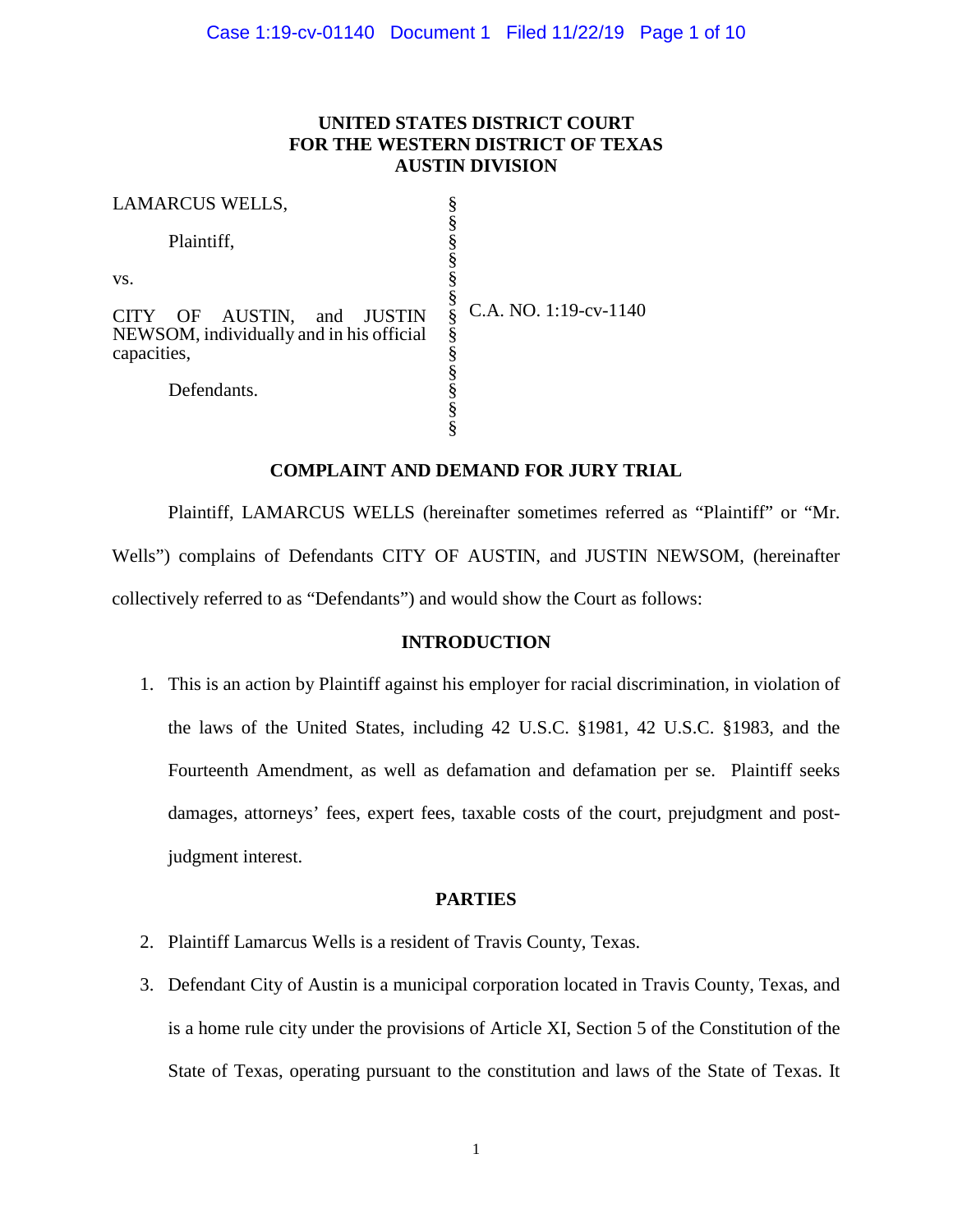**UNITED STATES DISTRICT COURT**
**FOR THE WESTERN DISTRICT OF TEXAS**
**AUSTIN DIVISION**

| | | |
|---|---|---|
| LAMARCUS WELLS, | § | |
| Plaintiff, | § | |
| vs. | § | C.A. NO. 1:19-cv-1140 |
| CITY OF AUSTIN, and JUSTIN NEWSOM, individually and in his official capacities, | § | |
| Defendants. | § | |

**COMPLAINT AND DEMAND FOR JURY TRIAL**

Plaintiff, LAMARCUS WELLS (hereinafter sometimes referred as "Plaintiff" or "Mr. Wells") complains of Defendants CITY OF AUSTIN, and JUSTIN NEWSOM, (hereinafter collectively referred to as "Defendants") and would show the Court as follows:

**INTRODUCTION**

1. This is an action by Plaintiff against his employer for racial discrimination, in violation of the laws of the United States, including 42 U.S.C. §1981, 42 U.S.C. §1983, and the Fourteenth Amendment, as well as defamation and defamation per se. Plaintiff seeks damages, attorneys' fees, expert fees, taxable costs of the court, prejudgment and post-judgment interest.

**PARTIES**

2. Plaintiff Lamarcus Wells is a resident of Travis County, Texas.

3. Defendant City of Austin is a municipal corporation located in Travis County, Texas, and is a home rule city under the provisions of Article XI, Section 5 of the Constitution of the State of Texas, operating pursuant to the constitution and laws of the State of Texas. It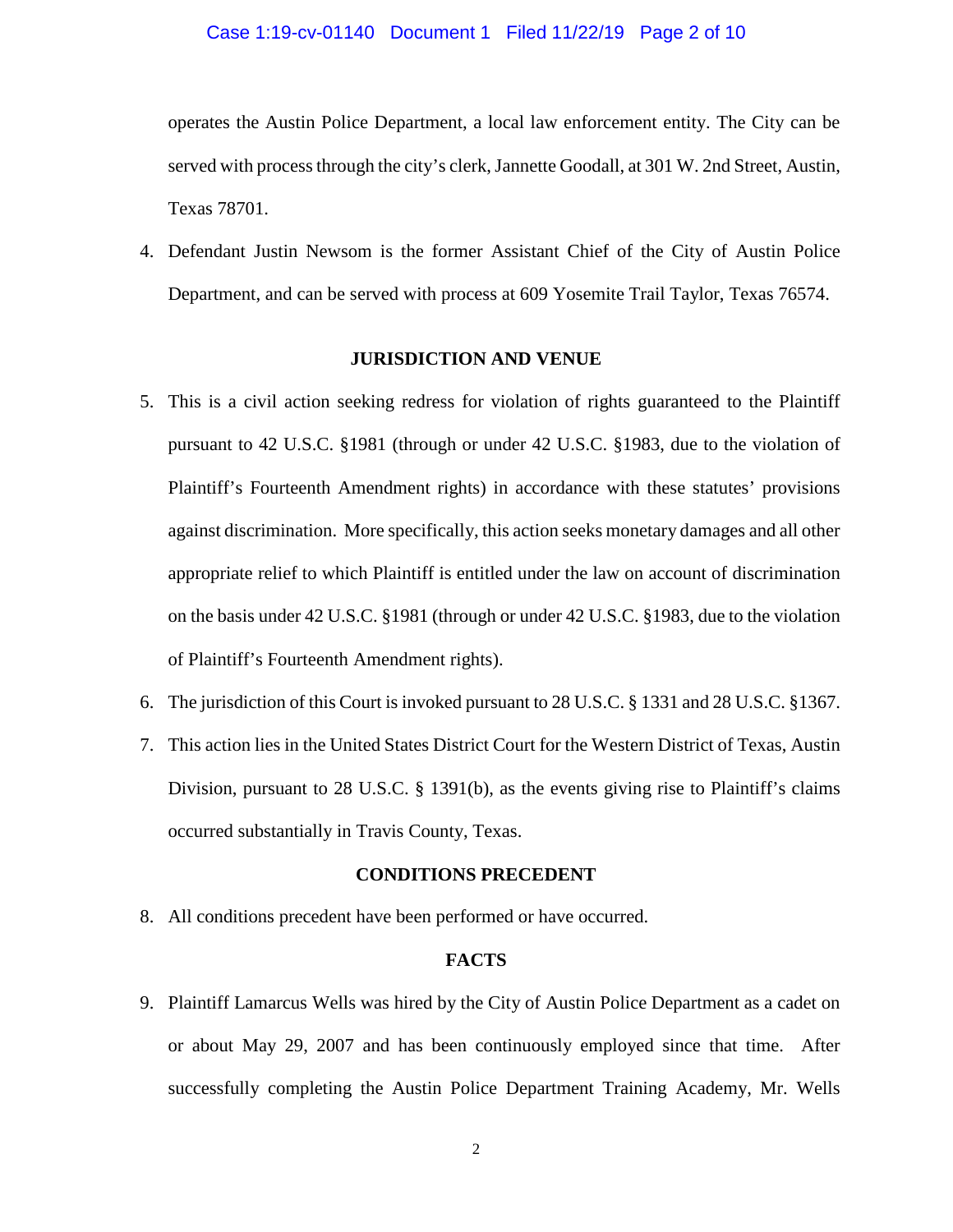operates the Austin Police Department, a local law enforcement entity. The City can be served with process through the city's clerk, Jannette Goodall, at 301 W. 2nd Street, Austin, Texas 78701.

4. Defendant Justin Newsom is the former Assistant Chief of the City of Austin Police Department, and can be served with process at 609 Yosemite Trail Taylor, Texas 76574.

## JURISDICTION AND VENUE

5. This is a civil action seeking redress for violation of rights guaranteed to the Plaintiff pursuant to 42 U.S.C. §1981 (through or under 42 U.S.C. §1983, due to the violation of Plaintiff's Fourteenth Amendment rights) in accordance with these statutes' provisions against discrimination. More specifically, this action seeks monetary damages and all other appropriate relief to which Plaintiff is entitled under the law on account of discrimination on the basis under 42 U.S.C. §1981 (through or under 42 U.S.C. §1983, due to the violation of Plaintiff's Fourteenth Amendment rights).

6. The jurisdiction of this Court is invoked pursuant to 28 U.S.C. § 1331 and 28 U.S.C. §1367.

7. This action lies in the United States District Court for the Western District of Texas, Austin Division, pursuant to 28 U.S.C. § 1391(b), as the events giving rise to Plaintiff's claims occurred substantially in Travis County, Texas.

## CONDITIONS PRECEDENT

8. All conditions precedent have been performed or have occurred.

## FACTS

9. Plaintiff Lamarcus Wells was hired by the City of Austin Police Department as a cadet on or about May 29, 2007 and has been continuously employed since that time. After successfully completing the Austin Police Department Training Academy, Mr. Wells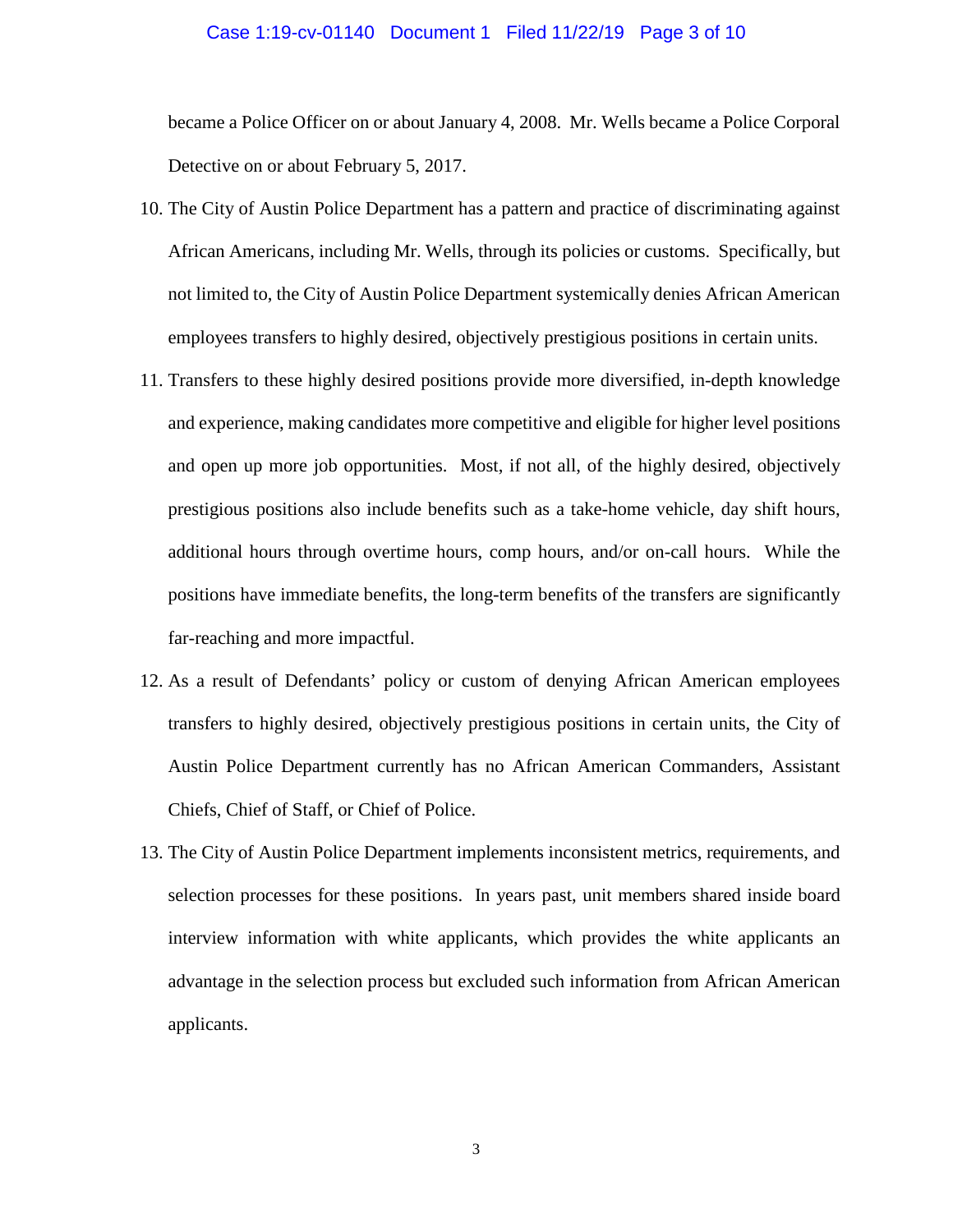became a Police Officer on or about January 4, 2008. Mr. Wells became a Police Corporal Detective on or about February 5, 2017.

10. The City of Austin Police Department has a pattern and practice of discriminating against African Americans, including Mr. Wells, through its policies or customs. Specifically, but not limited to, the City of Austin Police Department systemically denies African American employees transfers to highly desired, objectively prestigious positions in certain units.

11. Transfers to these highly desired positions provide more diversified, in-depth knowledge and experience, making candidates more competitive and eligible for higher level positions and open up more job opportunities. Most, if not all, of the highly desired, objectively prestigious positions also include benefits such as a take-home vehicle, day shift hours, additional hours through overtime hours, comp hours, and/or on-call hours. While the positions have immediate benefits, the long-term benefits of the transfers are significantly far-reaching and more impactful.

12. As a result of Defendants' policy or custom of denying African American employees transfers to highly desired, objectively prestigious positions in certain units, the City of Austin Police Department currently has no African American Commanders, Assistant Chiefs, Chief of Staff, or Chief of Police.

13. The City of Austin Police Department implements inconsistent metrics, requirements, and selection processes for these positions. In years past, unit members shared inside board interview information with white applicants, which provides the white applicants an advantage in the selection process but excluded such information from African American applicants.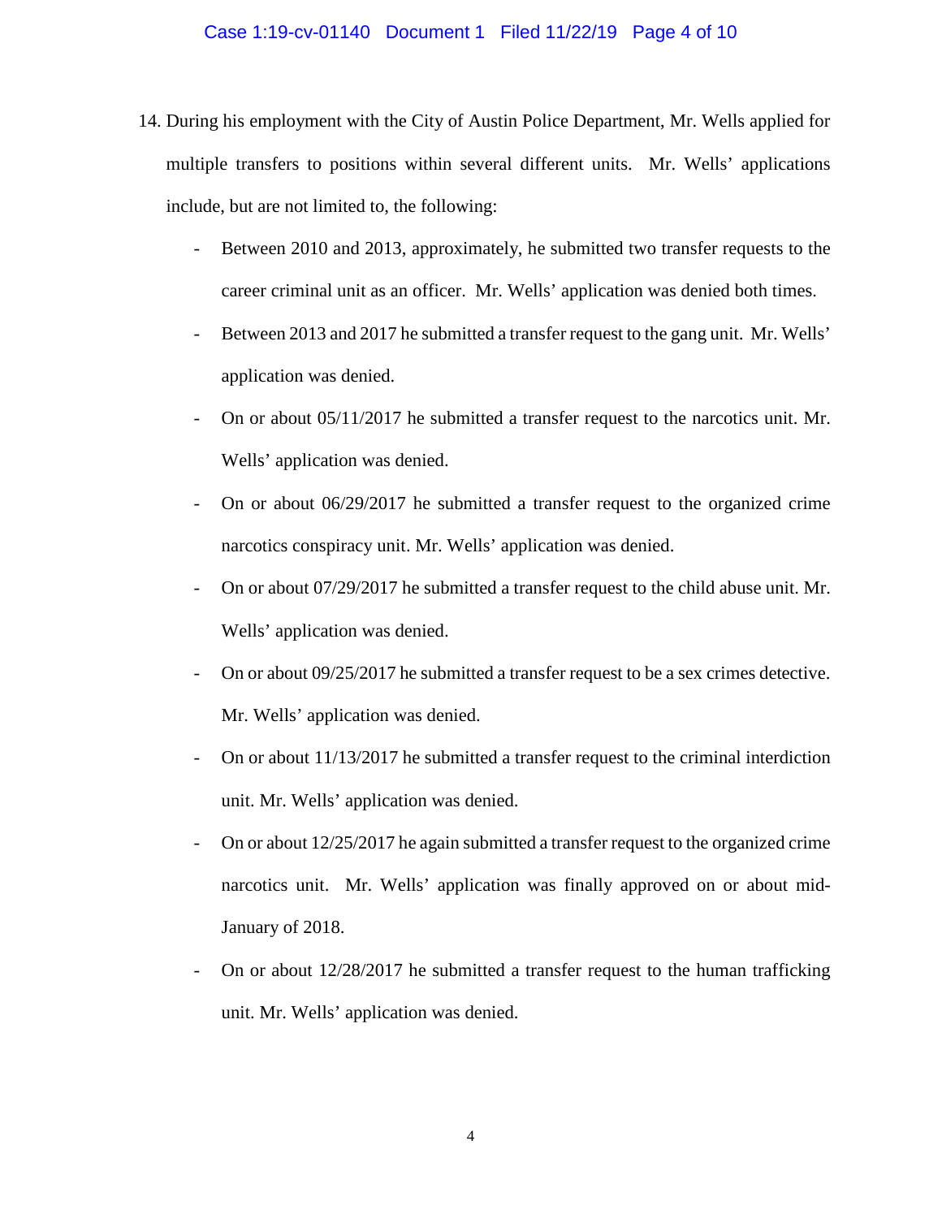14. During his employment with the City of Austin Police Department, Mr. Wells applied for multiple transfers to positions within several different units. Mr. Wells' applications include, but are not limited to, the following:

   - Between 2010 and 2013, approximately, he submitted two transfer requests to the career criminal unit as an officer. Mr. Wells' application was denied both times.
   - Between 2013 and 2017 he submitted a transfer request to the gang unit. Mr. Wells' application was denied.
   - On or about 05/11/2017 he submitted a transfer request to the narcotics unit. Mr. Wells' application was denied.
   - On or about 06/29/2017 he submitted a transfer request to the organized crime narcotics conspiracy unit. Mr. Wells' application was denied.
   - On or about 07/29/2017 he submitted a transfer request to the child abuse unit. Mr. Wells' application was denied.
   - On or about 09/25/2017 he submitted a transfer request to be a sex crimes detective. Mr. Wells' application was denied.
   - On or about 11/13/2017 he submitted a transfer request to the criminal interdiction unit. Mr. Wells' application was denied.
   - On or about 12/25/2017 he again submitted a transfer request to the organized crime narcotics unit. Mr. Wells' application was finally approved on or about mid-January of 2018.
   - On or about 12/28/2017 he submitted a transfer request to the human trafficking unit. Mr. Wells' application was denied.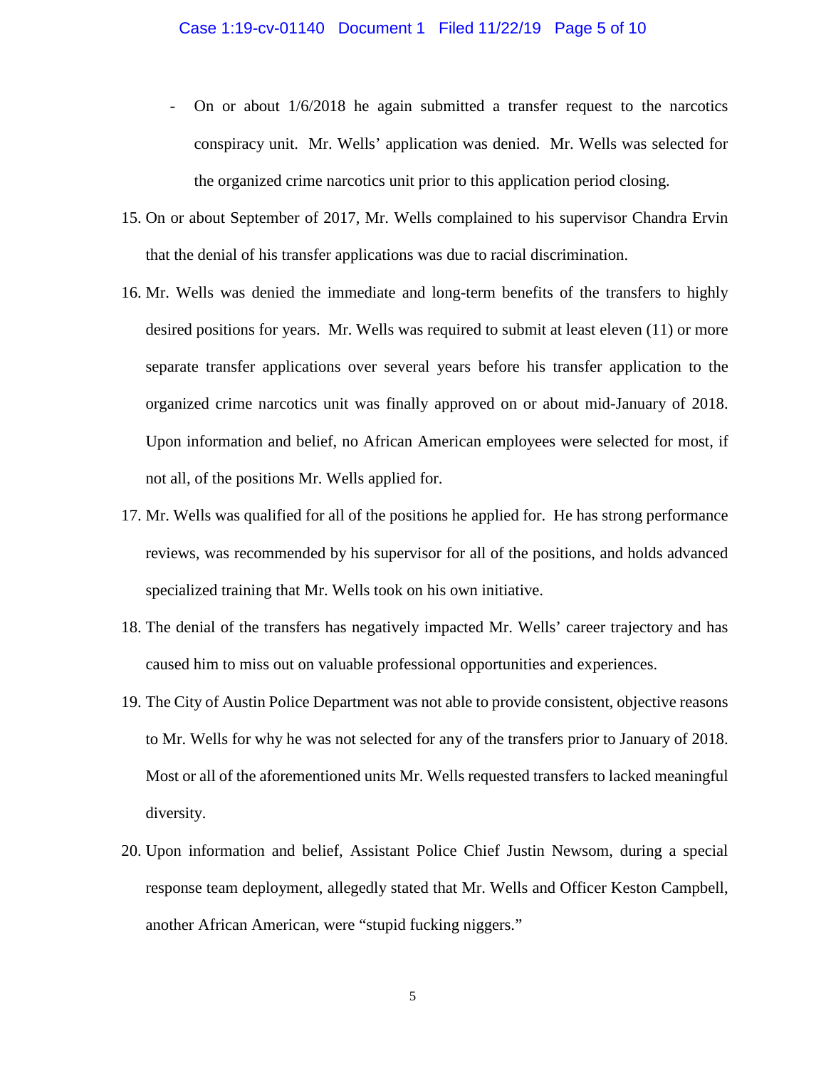- On or about 1/6/2018 he again submitted a transfer request to the narcotics conspiracy unit. Mr. Wells' application was denied. Mr. Wells was selected for the organized crime narcotics unit prior to this application period closing.

15. On or about September of 2017, Mr. Wells complained to his supervisor Chandra Ervin that the denial of his transfer applications was due to racial discrimination.

16. Mr. Wells was denied the immediate and long-term benefits of the transfers to highly desired positions for years. Mr. Wells was required to submit at least eleven (11) or more separate transfer applications over several years before his transfer application to the organized crime narcotics unit was finally approved on or about mid-January of 2018. Upon information and belief, no African American employees were selected for most, if not all, of the positions Mr. Wells applied for.

17. Mr. Wells was qualified for all of the positions he applied for. He has strong performance reviews, was recommended by his supervisor for all of the positions, and holds advanced specialized training that Mr. Wells took on his own initiative.

18. The denial of the transfers has negatively impacted Mr. Wells' career trajectory and has caused him to miss out on valuable professional opportunities and experiences.

19. The City of Austin Police Department was not able to provide consistent, objective reasons to Mr. Wells for why he was not selected for any of the transfers prior to January of 2018. Most or all of the aforementioned units Mr. Wells requested transfers to lacked meaningful diversity.

20. Upon information and belief, Assistant Police Chief Justin Newsom, during a special response team deployment, allegedly stated that Mr. Wells and Officer Keston Campbell, another African American, were "stupid fucking niggers."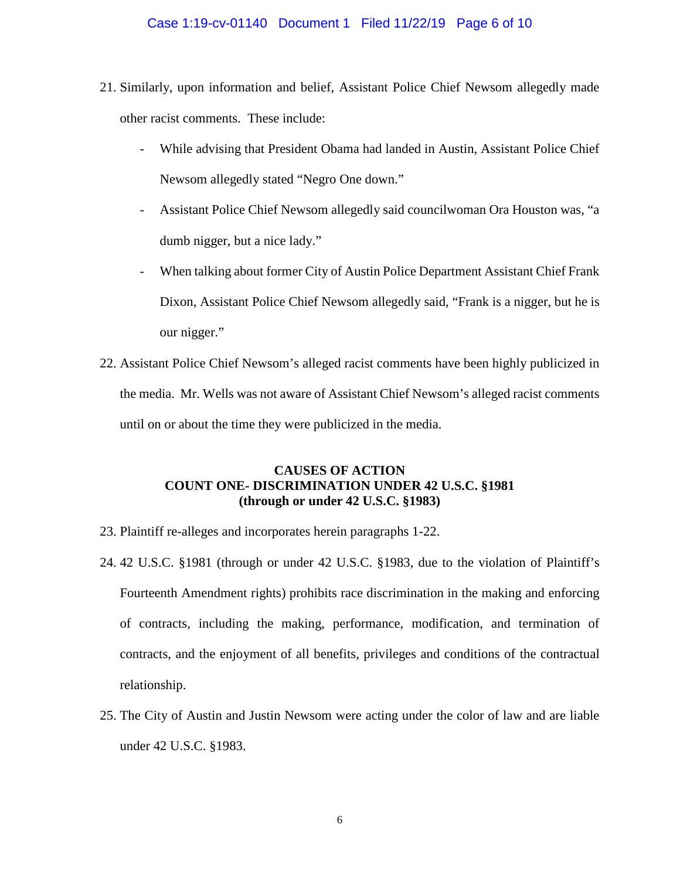21. Similarly, upon information and belief, Assistant Police Chief Newsom allegedly made other racist comments. These include:

    - While advising that President Obama had landed in Austin, Assistant Police Chief Newsom allegedly stated "Negro One down."
    - Assistant Police Chief Newsom allegedly said councilwoman Ora Houston was, "a dumb nigger, but a nice lady."
    - When talking about former City of Austin Police Department Assistant Chief Frank Dixon, Assistant Police Chief Newsom allegedly said, "Frank is a nigger, but he is our nigger."

22. Assistant Police Chief Newsom's alleged racist comments have been highly publicized in the media. Mr. Wells was not aware of Assistant Chief Newsom's alleged racist comments until on or about the time they were publicized in the media.

**CAUSES OF ACTION**
**COUNT ONE- DISCRIMINATION UNDER 42 U.S.C. §1981**
**(through or under 42 U.S.C. §1983)**

23. Plaintiff re-alleges and incorporates herein paragraphs 1-22.

24. 42 U.S.C. §1981 (through or under 42 U.S.C. §1983, due to the violation of Plaintiff's Fourteenth Amendment rights) prohibits race discrimination in the making and enforcing of contracts, including the making, performance, modification, and termination of contracts, and the enjoyment of all benefits, privileges and conditions of the contractual relationship.

25. The City of Austin and Justin Newsom were acting under the color of law and are liable under 42 U.S.C. §1983.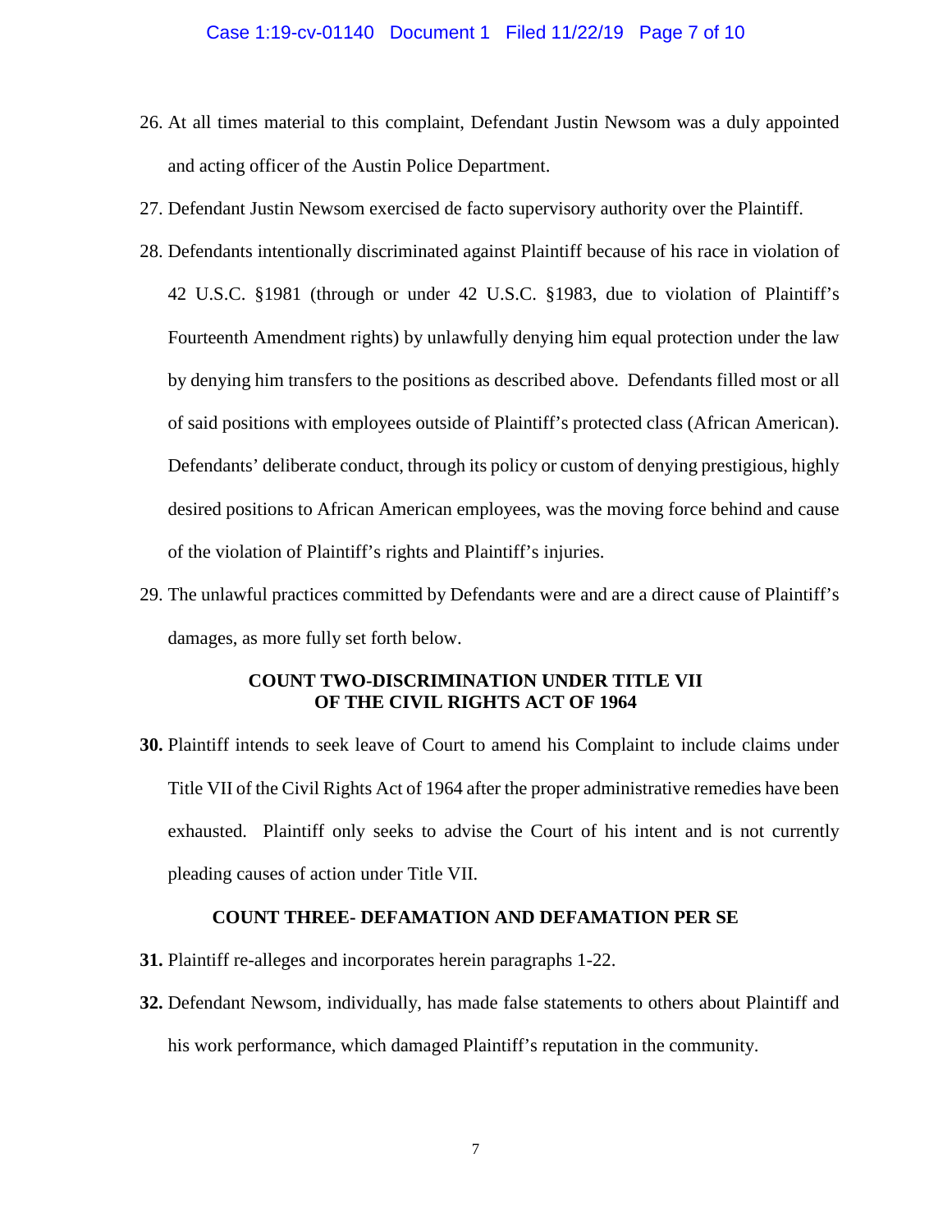26. At all times material to this complaint, Defendant Justin Newsom was a duly appointed and acting officer of the Austin Police Department.

27. Defendant Justin Newsom exercised de facto supervisory authority over the Plaintiff.

28. Defendants intentionally discriminated against Plaintiff because of his race in violation of 42 U.S.C. §1981 (through or under 42 U.S.C. §1983, due to violation of Plaintiff's Fourteenth Amendment rights) by unlawfully denying him equal protection under the law by denying him transfers to the positions as described above. Defendants filled most or all of said positions with employees outside of Plaintiff's protected class (African American). Defendants' deliberate conduct, through its policy or custom of denying prestigious, highly desired positions to African American employees, was the moving force behind and cause of the violation of Plaintiff's rights and Plaintiff's injuries.

29. The unlawful practices committed by Defendants were and are a direct cause of Plaintiff's damages, as more fully set forth below.

### COUNT TWO-DISCRIMINATION UNDER TITLE VII OF THE CIVIL RIGHTS ACT OF 1964

**30.** Plaintiff intends to seek leave of Court to amend his Complaint to include claims under Title VII of the Civil Rights Act of 1964 after the proper administrative remedies have been exhausted. Plaintiff only seeks to advise the Court of his intent and is not currently pleading causes of action under Title VII.

### COUNT THREE- DEFAMATION AND DEFAMATION PER SE

**31.** Plaintiff re-alleges and incorporates herein paragraphs 1-22.

**32.** Defendant Newsom, individually, has made false statements to others about Plaintiff and his work performance, which damaged Plaintiff's reputation in the community.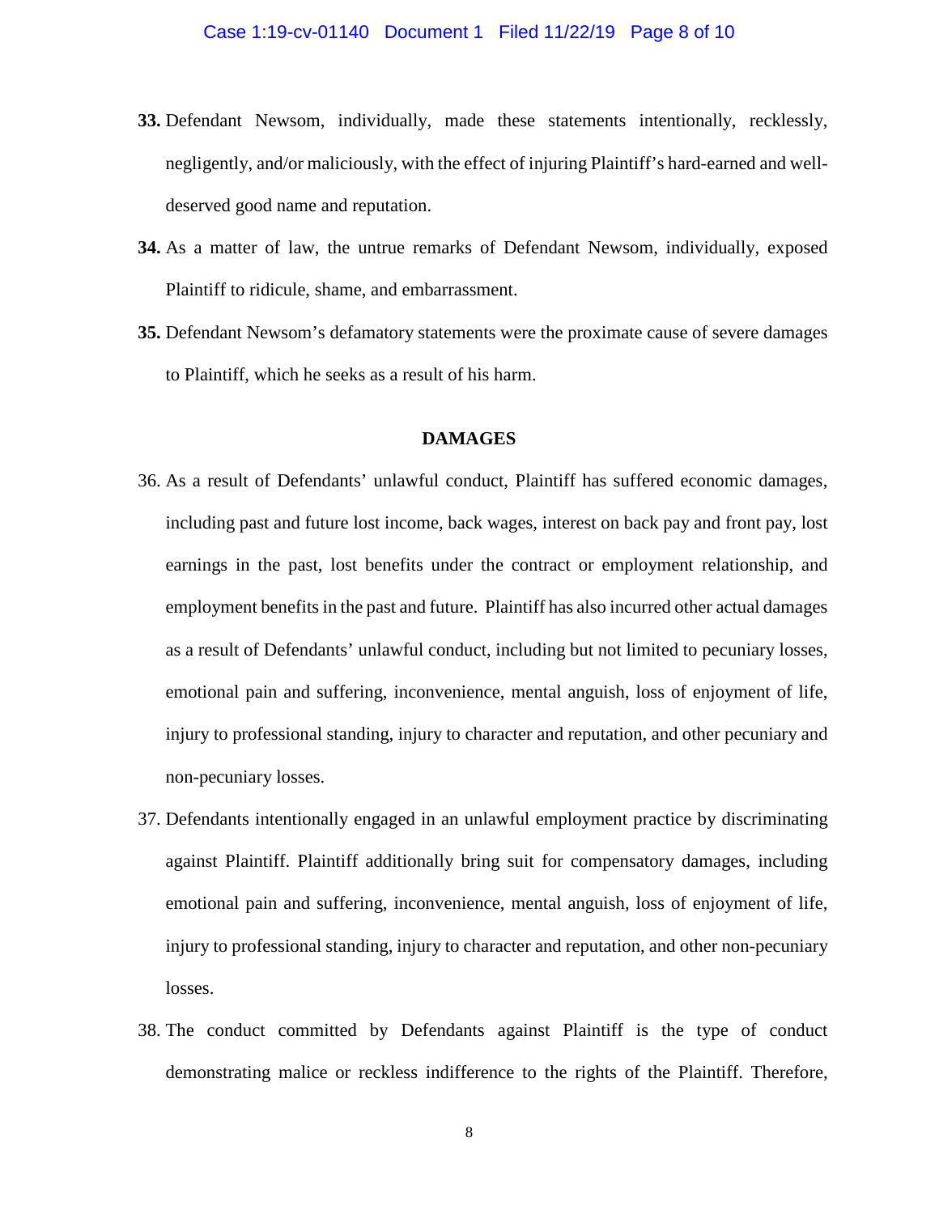**33.** Defendant Newsom, individually, made these statements intentionally, recklessly, negligently, and/or maliciously, with the effect of injuring Plaintiff's hard-earned and well-deserved good name and reputation.

**34.** As a matter of law, the untrue remarks of Defendant Newsom, individually, exposed Plaintiff to ridicule, shame, and embarrassment.

**35.** Defendant Newsom's defamatory statements were the proximate cause of severe damages to Plaintiff, which he seeks as a result of his harm.

## DAMAGES

36. As a result of Defendants' unlawful conduct, Plaintiff has suffered economic damages, including past and future lost income, back wages, interest on back pay and front pay, lost earnings in the past, lost benefits under the contract or employment relationship, and employment benefits in the past and future. Plaintiff has also incurred other actual damages as a result of Defendants' unlawful conduct, including but not limited to pecuniary losses, emotional pain and suffering, inconvenience, mental anguish, loss of enjoyment of life, injury to professional standing, injury to character and reputation, and other pecuniary and non-pecuniary losses.

37. Defendants intentionally engaged in an unlawful employment practice by discriminating against Plaintiff. Plaintiff additionally bring suit for compensatory damages, including emotional pain and suffering, inconvenience, mental anguish, loss of enjoyment of life, injury to professional standing, injury to character and reputation, and other non-pecuniary losses.

38. The conduct committed by Defendants against Plaintiff is the type of conduct demonstrating malice or reckless indifference to the rights of the Plaintiff. Therefore,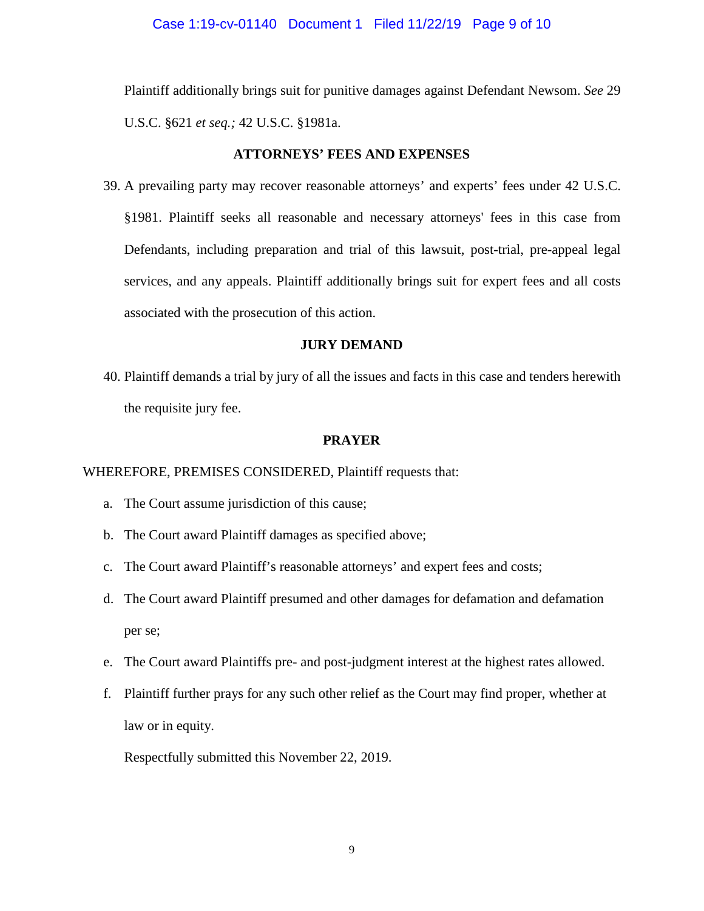Plaintiff additionally brings suit for punitive damages against Defendant Newsom. *See* 29 U.S.C. §621 *et seq.;* 42 U.S.C. §1981a.

**ATTORNEYS' FEES AND EXPENSES**

39. A prevailing party may recover reasonable attorneys' and experts' fees under 42 U.S.C. §1981. Plaintiff seeks all reasonable and necessary attorneys' fees in this case from Defendants, including preparation and trial of this lawsuit, post-trial, pre-appeal legal services, and any appeals. Plaintiff additionally brings suit for expert fees and all costs associated with the prosecution of this action.

**JURY DEMAND**

40. Plaintiff demands a trial by jury of all the issues and facts in this case and tenders herewith the requisite jury fee.

**PRAYER**

WHEREFORE, PREMISES CONSIDERED, Plaintiff requests that:

a. The Court assume jurisdiction of this cause;

b. The Court award Plaintiff damages as specified above;

c. The Court award Plaintiff's reasonable attorneys' and expert fees and costs;

d. The Court award Plaintiff presumed and other damages for defamation and defamation per se;

e. The Court award Plaintiffs pre- and post-judgment interest at the highest rates allowed.

f. Plaintiff further prays for any such other relief as the Court may find proper, whether at law or in equity.

Respectfully submitted this November 22, 2019.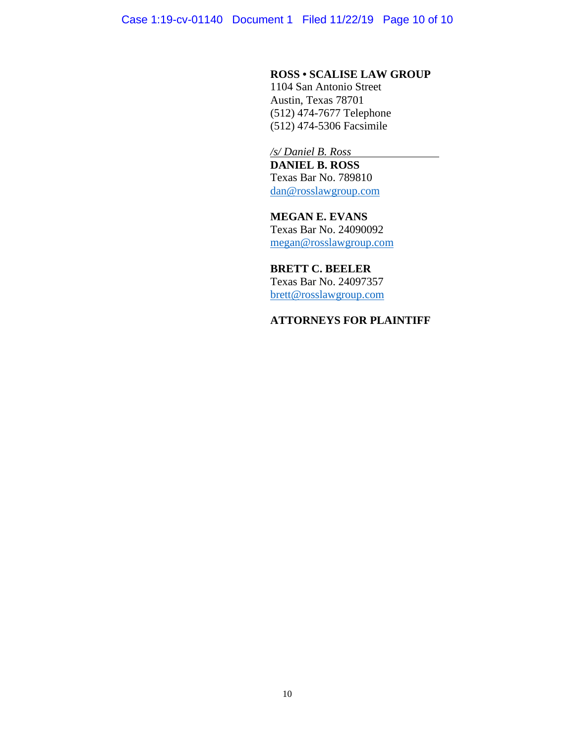**ROSS • SCALISE LAW GROUP**
1104 San Antonio Street
Austin, Texas 78701
(512) 474-7677 Telephone
(512) 474-5306 Facsimile

*/s/ Daniel B. Ross*
**DANIEL B. ROSS**
Texas Bar No. 789810
dan@rosslawgroup.com

**MEGAN E. EVANS**
Texas Bar No. 24090092
megan@rosslawgroup.com

**BRETT C. BEELER**
Texas Bar No. 24097357
brett@rosslawgroup.com

**ATTORNEYS FOR PLAINTIFF**